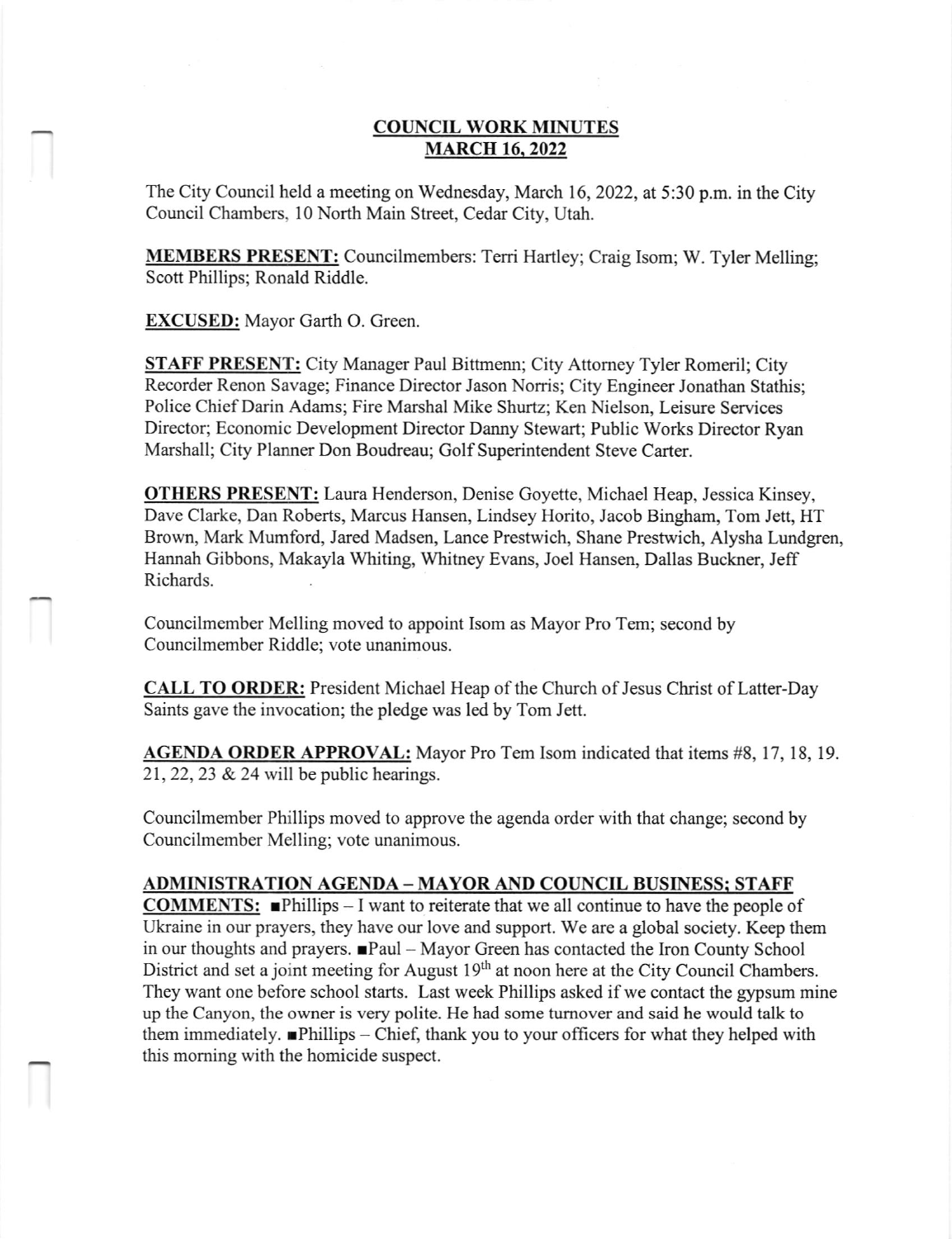# COUNCIL WORK MINUTES
## MARCH 16, 2022

The City Council held a meeting on Wednesday, March 16, 2022, at 5:30 p.m. in the City Council Chambers, 10 North Main Street, Cedar City, Utah.

**MEMBERS PRESENT:** Councilmembers: Terri Hartley; Craig Isom; W. Tyler Melling; Scott Phillips; Ronald Riddle.

**EXCUSED:** Mayor Garth O. Green.

**STAFF PRESENT:** City Manager Paul Bittmenn; City Attorney Tyler Romeril; City Recorder Renon Savage; Finance Director Jason Norris; City Engineer Jonathan Stathis; Police Chief Darin Adams; Fire Marshal Mike Shurtz; Ken Nielson, Leisure Services Director; Economic Development Director Danny Stewart; Public Works Director Ryan Marshall; City Planner Don Boudreau; Golf Superintendent Steve Carter.

**OTHERS PRESENT:** Laura Henderson, Denise Goyette, Michael Heap, Jessica Kinsey, Dave Clarke, Dan Roberts, Marcus Hansen, Lindsey Horito, Jacob Bingham, Tom Jett, HT Brown, Mark Mumford, Jared Madsen, Lance Prestwich, Shane Prestwich, Alysha Lundgren, Hannah Gibbons, Makayla Whiting, Whitney Evans, Joel Hansen, Dallas Buckner, Jeff Richards.

Councilmember Melling moved to appoint Isom as Mayor Pro Tem; second by Councilmember Riddle; vote unanimous.

**CALL TO ORDER:** President Michael Heap of the Church of Jesus Christ of Latter-Day Saints gave the invocation; the pledge was led by Tom Jett.

**AGENDA ORDER APPROVAL:** Mayor Pro Tem Isom indicated that items #8, 17, 18, 19. 21, 22, 23 & 24 will be public hearings.

Councilmember Phillips moved to approve the agenda order with that change; second by Councilmember Melling; vote unanimous.

**ADMINISTRATION AGENDA – MAYOR AND COUNCIL BUSINESS; STAFF COMMENTS:** ■Phillips – I want to reiterate that we all continue to have the people of Ukraine in our prayers, they have our love and support. We are a global society. Keep them in our thoughts and prayers. ■Paul – Mayor Green has contacted the Iron County School District and set a joint meeting for August 19th at noon here at the City Council Chambers. They want one before school starts. Last week Phillips asked if we contact the gypsum mine up the Canyon, the owner is very polite. He had some turnover and said he would talk to them immediately. ■Phillips – Chief, thank you to your officers for what they helped with this morning with the homicide suspect.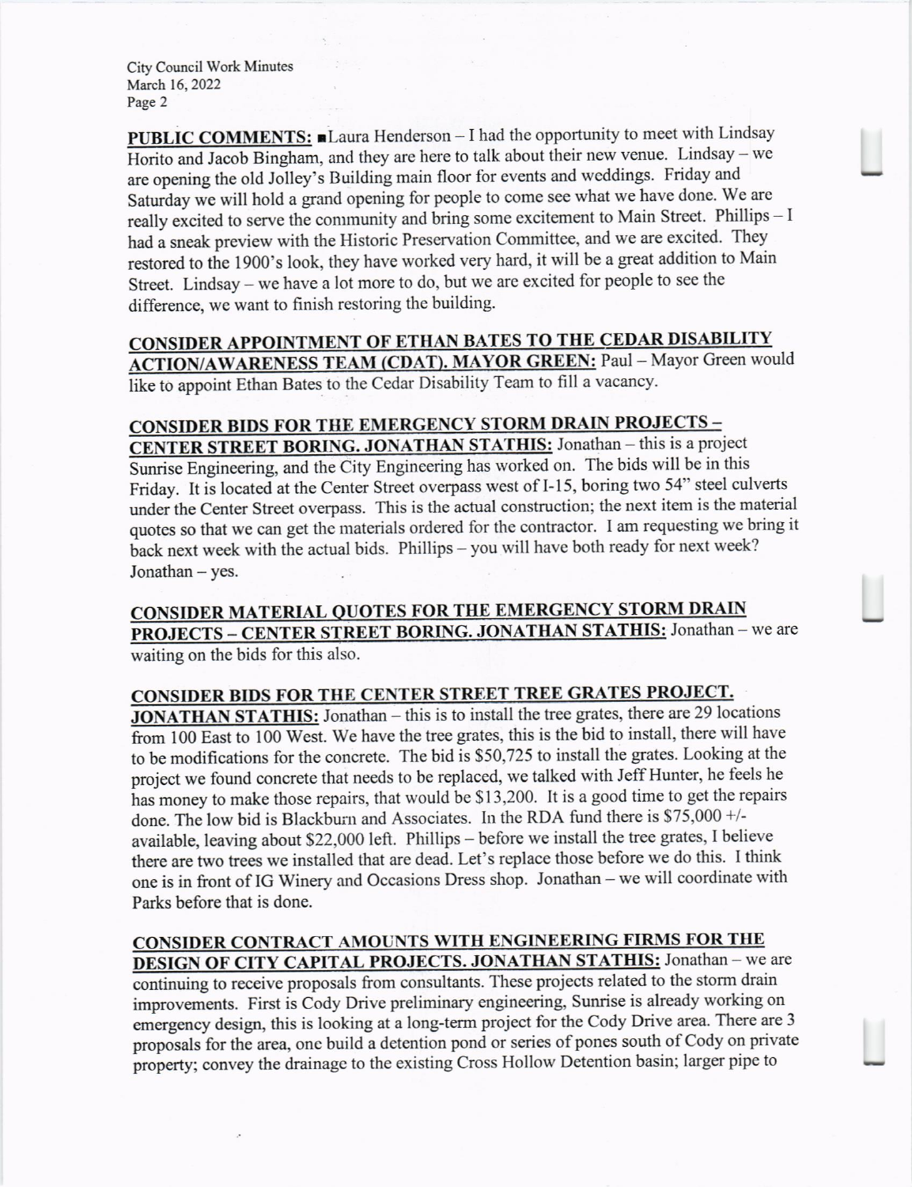**PUBLIC COMMENTS:** ■Laura Henderson – I had the opportunity to meet with Lindsay Horito and Jacob Bingham, and they are here to talk about their new venue. Lindsay – we are opening the old Jolley's Building main floor for events and weddings. Friday and Saturday we will hold a grand opening for people to come see what we have done. We are really excited to serve the community and bring some excitement to Main Street. Phillips – I had a sneak preview with the Historic Preservation Committee, and we are excited. They restored to the 1900's look, they have worked very hard, it will be a great addition to Main Street. Lindsay – we have a lot more to do, but we are excited for people to see the difference, we want to finish restoring the building.

**CONSIDER APPOINTMENT OF ETHAN BATES TO THE CEDAR DISABILITY ACTION/AWARENESS TEAM (CDAT). MAYOR GREEN:** Paul – Mayor Green would like to appoint Ethan Bates to the Cedar Disability Team to fill a vacancy.

**CONSIDER BIDS FOR THE EMERGENCY STORM DRAIN PROJECTS – CENTER STREET BORING. JONATHAN STATHIS:** Jonathan – this is a project Sunrise Engineering, and the City Engineering has worked on. The bids will be in this Friday. It is located at the Center Street overpass west of I-15, boring two 54" steel culverts under the Center Street overpass. This is the actual construction; the next item is the material quotes so that we can get the materials ordered for the contractor. I am requesting we bring it back next week with the actual bids. Phillips – you will have both ready for next week? Jonathan – yes.

**CONSIDER MATERIAL QUOTES FOR THE EMERGENCY STORM DRAIN PROJECTS – CENTER STREET BORING. JONATHAN STATHIS:** Jonathan – we are waiting on the bids for this also.

**CONSIDER BIDS FOR THE CENTER STREET TREE GRATES PROJECT. JONATHAN STATHIS:** Jonathan – this is to install the tree grates, there are 29 locations from 100 East to 100 West. We have the tree grates, this is the bid to install, there will have to be modifications for the concrete. The bid is $50,725 to install the grates. Looking at the project we found concrete that needs to be replaced, we talked with Jeff Hunter, he feels he has money to make those repairs, that would be $13,200. It is a good time to get the repairs done. The low bid is Blackburn and Associates. In the RDA fund there is $75,000 +/- available, leaving about $22,000 left. Phillips – before we install the tree grates, I believe there are two trees we installed that are dead. Let's replace those before we do this. I think one is in front of IG Winery and Occasions Dress shop. Jonathan – we will coordinate with Parks before that is done.

**CONSIDER CONTRACT AMOUNTS WITH ENGINEERING FIRMS FOR THE DESIGN OF CITY CAPITAL PROJECTS. JONATHAN STATHIS:** Jonathan – we are continuing to receive proposals from consultants. These projects related to the storm drain improvements. First is Cody Drive preliminary engineering, Sunrise is already working on emergency design, this is looking at a long-term project for the Cody Drive area. There are 3 proposals for the area, one build a detention pond or series of pones south of Cody on private property; convey the drainage to the existing Cross Hollow Detention basin; larger pipe to